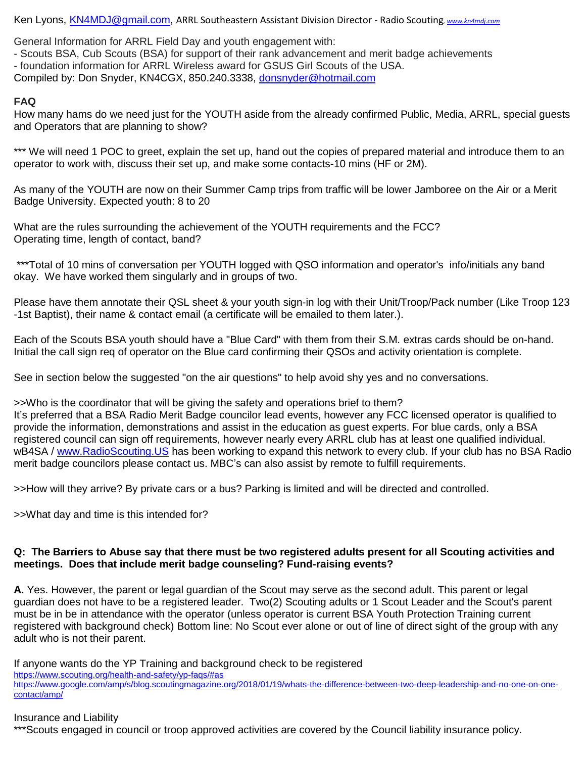Ken Lyons, KN4MDJ@gmail.com, ARRL Southeastern Assistant Division Director - Radio Scouting, www.kn4mdj.com

General Information for ARRL Field Day and youth engagement with:
- Scouts BSA, Cub Scouts (BSA) for support of their rank advancement and merit badge achievements
- foundation information for ARRL Wireless award for GSUS Girl Scouts of the USA.

Compiled by: Don Snyder, KN4CGX, 850.240.3338, donsnyder@hotmail.com

**FAQ**

How many hams do we need just for the YOUTH aside from the already confirmed Public, Media, ARRL, special guests and Operators that are planning to show?

*** We will need 1 POC to greet, explain the set up, hand out the copies of prepared material and introduce them to an operator to work with, discuss their set up, and make some contacts-10 mins (HF or 2M).

As many of the YOUTH are now on their Summer Camp trips from traffic will be lower Jamboree on the Air or a Merit Badge University. Expected youth: 8 to 20

What are the rules surrounding the achievement of the YOUTH requirements and the FCC?
Operating time, length of contact, band?

***Total of 10 mins of conversation per YOUTH logged with QSO information and operator's info/initials any band okay. We have worked them singularly and in groups of two.

Please have them annotate their QSL sheet & your youth sign-in log with their Unit/Troop/Pack number (Like Troop 123 -1st Baptist), their name & contact email (a certificate will be emailed to them later.).

Each of the Scouts BSA youth should have a "Blue Card" with them from their S.M. extras cards should be on-hand. Initial the call sign req of operator on the Blue card confirming their QSOs and activity orientation is complete.

See in section below the suggested "on the air questions" to help avoid shy yes and no conversations.

>>Who is the coordinator that will be giving the safety and operations brief to them?
It's preferred that a BSA Radio Merit Badge councilor lead events, however any FCC licensed operator is qualified to provide the information, demonstrations and assist in the education as guest experts. For blue cards, only a BSA registered council can sign off requirements, however nearly every ARRL club has at least one qualified individual. wB4SA / www.RadioScouting.US has been working to expand this network to every club. If your club has no BSA Radio merit badge councilors please contact us. MBC's can also assist by remote to fulfill requirements.

>>How will they arrive? By private cars or a bus? Parking is limited and will be directed and controlled.

>>What day and time is this intended for?

**Q: The Barriers to Abuse say that there must be two registered adults present for all Scouting activities and meetings. Does that include merit badge counseling? Fund-raising events?**

**A.** Yes. However, the parent or legal guardian of the Scout may serve as the second adult. This parent or legal guardian does not have to be a registered leader. Two(2) Scouting adults or 1 Scout Leader and the Scout's parent must be in be in attendance with the operator (unless operator is current BSA Youth Protection Training current registered with background check) Bottom line: No Scout ever alone or out of line of direct sight of the group with any adult who is not their parent.

If anyone wants do the YP Training and background check to be registered
https://www.scouting.org/health-and-safety/yp-faqs/#as
https://www.google.com/amp/s/blog.scoutingmagazine.org/2018/01/19/whats-the-difference-between-two-deep-leadership-and-no-one-on-one-contact/amp/

Insurance and Liability
***Scouts engaged in council or troop approved activities are covered by the Council liability insurance policy.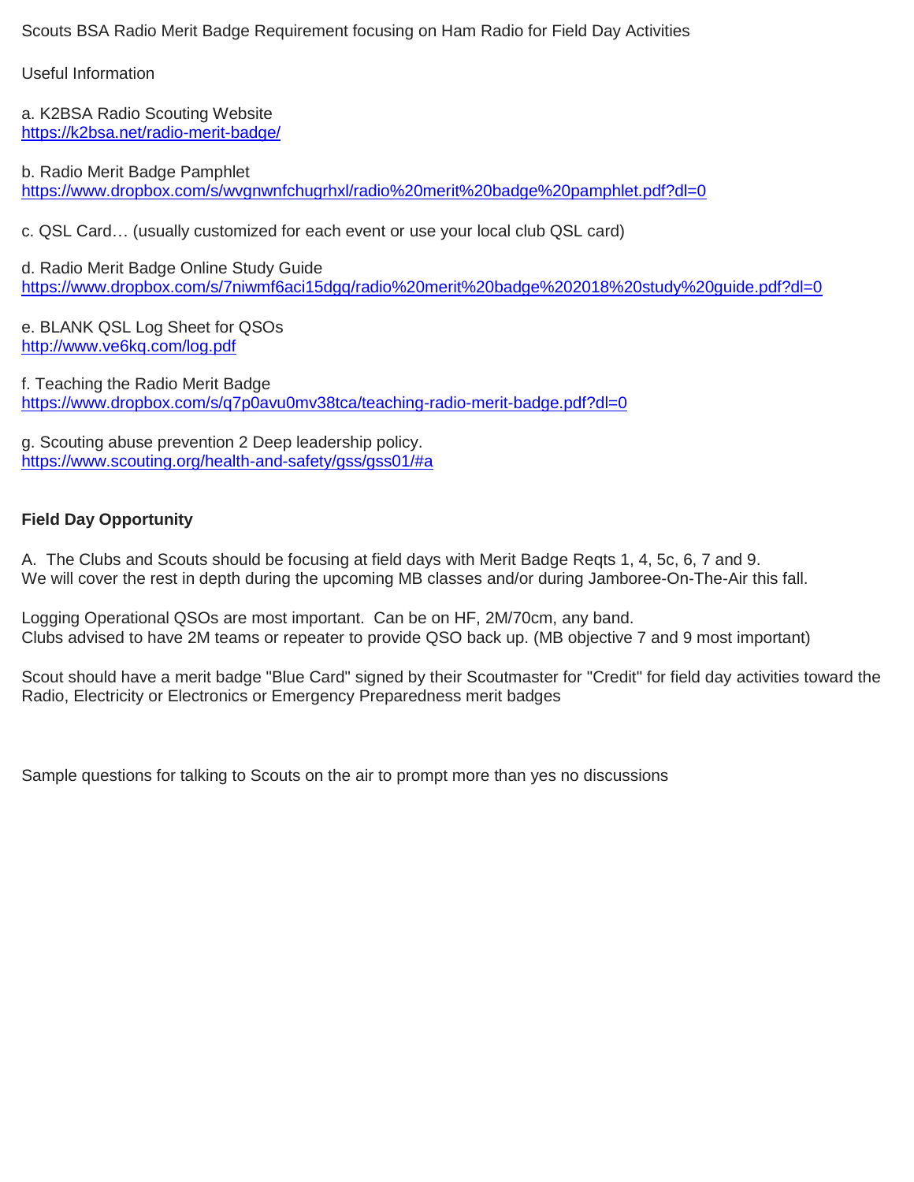Scouts BSA Radio Merit Badge Requirement focusing on Ham Radio for Field Day Activities

Useful Information

a. K2BSA Radio Scouting Website
https://k2bsa.net/radio-merit-badge/

b. Radio Merit Badge Pamphlet
https://www.dropbox.com/s/wvgnwnfchugrhxl/radio%20merit%20badge%20pamphlet.pdf?dl=0

c. QSL Card… (usually customized for each event or use your local club QSL card)

d. Radio Merit Badge Online Study Guide
https://www.dropbox.com/s/7niwmf6aci15dgq/radio%20merit%20badge%202018%20study%20guide.pdf?dl=0

e. BLANK QSL Log Sheet for QSOs
http://www.ve6kq.com/log.pdf

f. Teaching the Radio Merit Badge
https://www.dropbox.com/s/q7p0avu0mv38tca/teaching-radio-merit-badge.pdf?dl=0

g. Scouting abuse prevention 2 Deep leadership policy.
https://www.scouting.org/health-and-safety/gss/gss01/#a

**Field Day Opportunity**

A. The Clubs and Scouts should be focusing at field days with Merit Badge Reqts 1, 4, 5c, 6, 7 and 9.
We will cover the rest in depth during the upcoming MB classes and/or during Jamboree-On-The-Air this fall.

Logging Operational QSOs are most important. Can be on HF, 2M/70cm, any band.
Clubs advised to have 2M teams or repeater to provide QSO back up. (MB objective 7 and 9 most important)

Scout should have a merit badge "Blue Card" signed by their Scoutmaster for "Credit" for field day activities toward the Radio, Electricity or Electronics or Emergency Preparedness merit badges

Sample questions for talking to Scouts on the air to prompt more than yes no discussions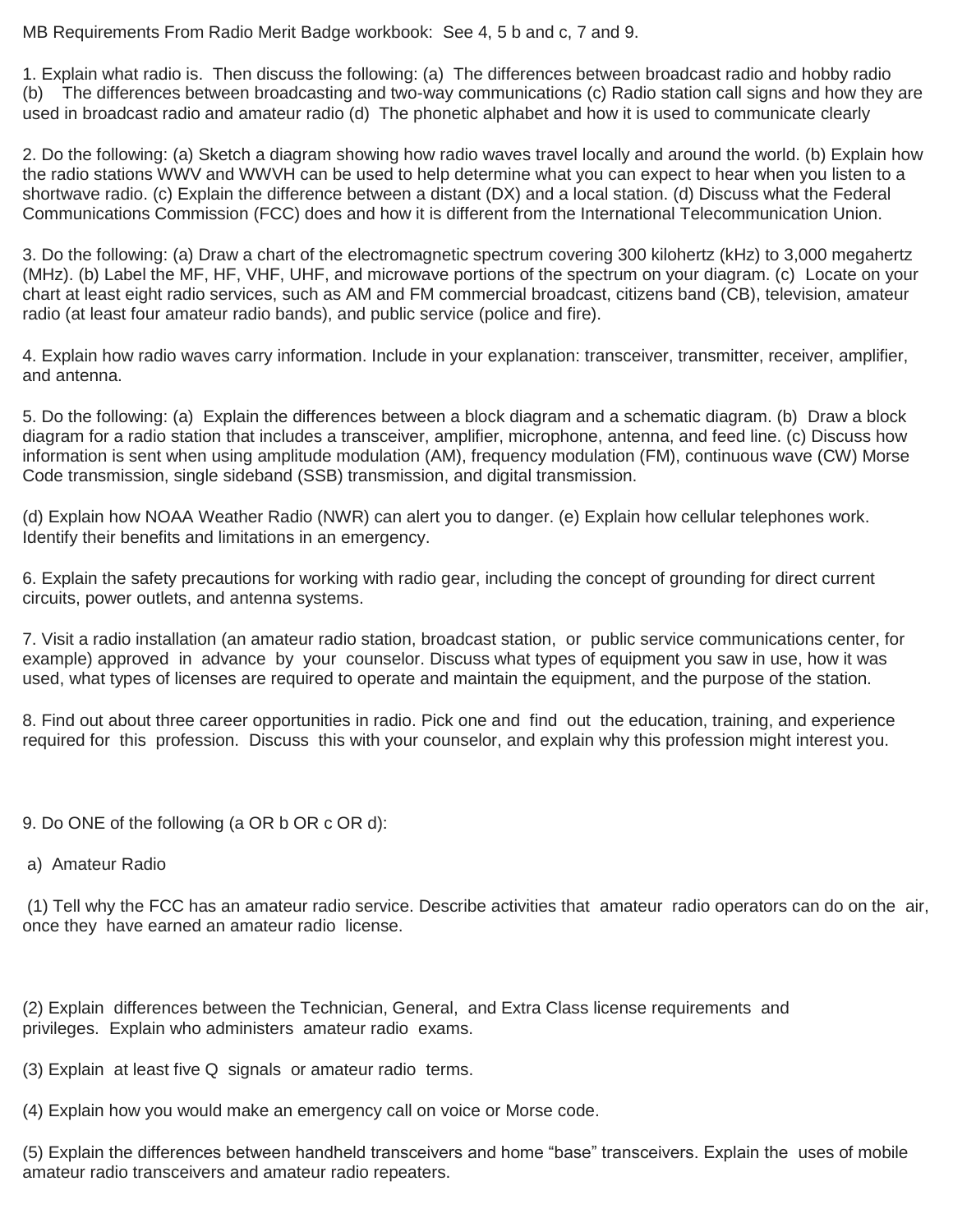MB Requirements From Radio Merit Badge workbook: See 4, 5 b and c, 7 and 9.

1. Explain what radio is. Then discuss the following: (a) The differences between broadcast radio and hobby radio (b) The differences between broadcasting and two-way communications (c) Radio station call signs and how they are used in broadcast radio and amateur radio (d) The phonetic alphabet and how it is used to communicate clearly

2. Do the following: (a) Sketch a diagram showing how radio waves travel locally and around the world. (b) Explain how the radio stations WWV and WWVH can be used to help determine what you can expect to hear when you listen to a shortwave radio. (c) Explain the difference between a distant (DX) and a local station. (d) Discuss what the Federal Communications Commission (FCC) does and how it is different from the International Telecommunication Union.

3. Do the following: (a) Draw a chart of the electromagnetic spectrum covering 300 kilohertz (kHz) to 3,000 megahertz (MHz). (b) Label the MF, HF, VHF, UHF, and microwave portions of the spectrum on your diagram. (c) Locate on your chart at least eight radio services, such as AM and FM commercial broadcast, citizens band (CB), television, amateur radio (at least four amateur radio bands), and public service (police and fire).

4. Explain how radio waves carry information. Include in your explanation: transceiver, transmitter, receiver, amplifier, and antenna.

5. Do the following: (a) Explain the differences between a block diagram and a schematic diagram. (b) Draw a block diagram for a radio station that includes a transceiver, amplifier, microphone, antenna, and feed line. (c) Discuss how information is sent when using amplitude modulation (AM), frequency modulation (FM), continuous wave (CW) Morse Code transmission, single sideband (SSB) transmission, and digital transmission.

(d) Explain how NOAA Weather Radio (NWR) can alert you to danger. (e) Explain how cellular telephones work. Identify their benefits and limitations in an emergency.

6. Explain the safety precautions for working with radio gear, including the concept of grounding for direct current circuits, power outlets, and antenna systems.

7. Visit a radio installation (an amateur radio station, broadcast station, or public service communications center, for example) approved in advance by your counselor. Discuss what types of equipment you saw in use, how it was used, what types of licenses are required to operate and maintain the equipment, and the purpose of the station.

8. Find out about three career opportunities in radio. Pick one and find out the education, training, and experience required for this profession. Discuss this with your counselor, and explain why this profession might interest you.

9. Do ONE of the following (a OR b OR c OR d):

a) Amateur Radio

(1) Tell why the FCC has an amateur radio service. Describe activities that amateur radio operators can do on the air, once they have earned an amateur radio license.

(2) Explain differences between the Technician, General, and Extra Class license requirements and privileges. Explain who administers amateur radio exams.

(3) Explain at least five Q signals or amateur radio terms.

(4) Explain how you would make an emergency call on voice or Morse code.

(5) Explain the differences between handheld transceivers and home "base" transceivers. Explain the uses of mobile amateur radio transceivers and amateur radio repeaters.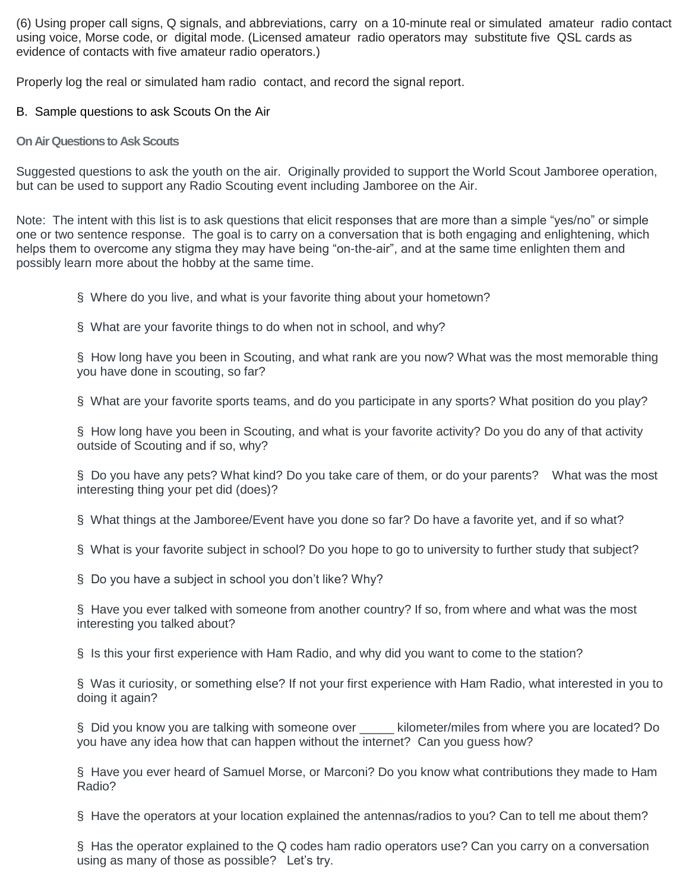(6) Using proper call signs, Q signals, and abbreviations, carry on a 10-minute real or simulated amateur radio contact using voice, Morse code, or digital mode. (Licensed amateur radio operators may substitute five QSL cards as evidence of contacts with five amateur radio operators.)

Properly log the real or simulated ham radio contact, and record the signal report.

B. Sample questions to ask Scouts On the Air

### On Air Questions to Ask Scouts

Suggested questions to ask the youth on the air. Originally provided to support the World Scout Jamboree operation, but can be used to support any Radio Scouting event including Jamboree on the Air.

Note: The intent with this list is to ask questions that elicit responses that are more than a simple "yes/no" or simple one or two sentence response. The goal is to carry on a conversation that is both engaging and enlightening, which helps them to overcome any stigma they may have being "on-the-air", and at the same time enlighten them and possibly learn more about the hobby at the same time.

- Where do you live, and what is your favorite thing about your hometown?
- What are your favorite things to do when not in school, and why?
- How long have you been in Scouting, and what rank are you now? What was the most memorable thing you have done in scouting, so far?
- What are your favorite sports teams, and do you participate in any sports? What position do you play?
- How long have you been in Scouting, and what is your favorite activity? Do you do any of that activity outside of Scouting and if so, why?
- Do you have any pets? What kind? Do you take care of them, or do your parents? What was the most interesting thing your pet did (does)?
- What things at the Jamboree/Event have you done so far? Do have a favorite yet, and if so what?
- What is your favorite subject in school? Do you hope to go to university to further study that subject?
- Do you have a subject in school you don't like? Why?
- Have you ever talked with someone from another country? If so, from where and what was the most interesting you talked about?
- Is this your first experience with Ham Radio, and why did you want to come to the station?
- Was it curiosity, or something else? If not your first experience with Ham Radio, what interested in you to doing it again?
- Did you know you are talking with someone over _____ kilometer/miles from where you are located? Do you have any idea how that can happen without the internet? Can you guess how?
- Have you ever heard of Samuel Morse, or Marconi? Do you know what contributions they made to Ham Radio?
- Have the operators at your location explained the antennas/radios to you? Can to tell me about them?
- Has the operator explained to the Q codes ham radio operators use? Can you carry on a conversation using as many of those as possible? Let's try.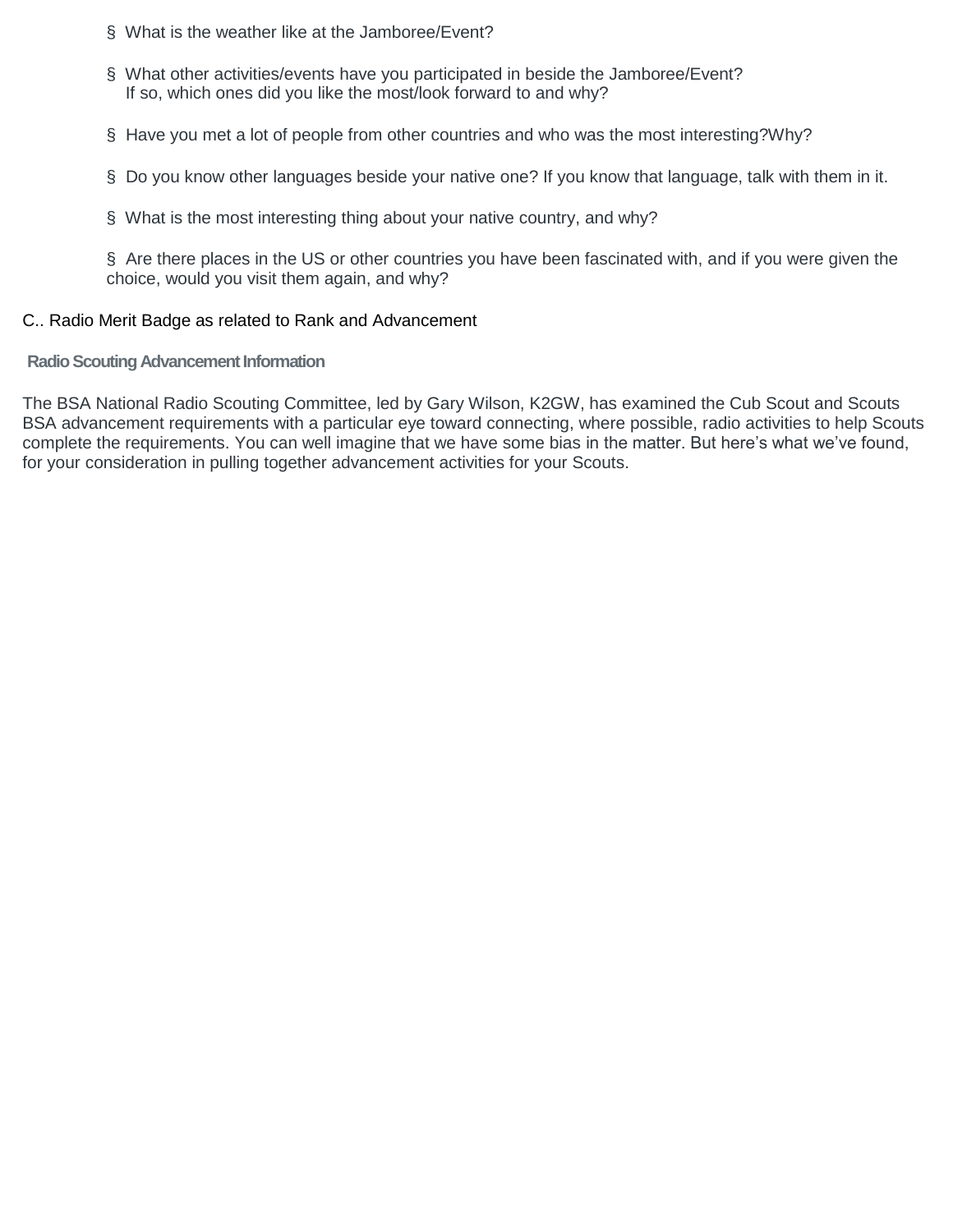- § What is the weather like at the Jamboree/Event?

- § What other activities/events have you participated in beside the Jamboree/Event? If so, which ones did you like the most/look forward to and why?

- § Have you met a lot of people from other countries and who was the most interesting?Why?

- § Do you know other languages beside your native one? If you know that language, talk with them in it.

- § What is the most interesting thing about your native country, and why?

- § Are there places in the US or other countries you have been fascinated with, and if you were given the choice, would you visit them again, and why?

C.. Radio Merit Badge as related to Rank and Advancement

**Radio Scouting Advancement Information**

The BSA National Radio Scouting Committee, led by Gary Wilson, K2GW, has examined the Cub Scout and Scouts BSA advancement requirements with a particular eye toward connecting, where possible, radio activities to help Scouts complete the requirements. You can well imagine that we have some bias in the matter. But here’s what we’ve found, for your consideration in pulling together advancement activities for your Scouts.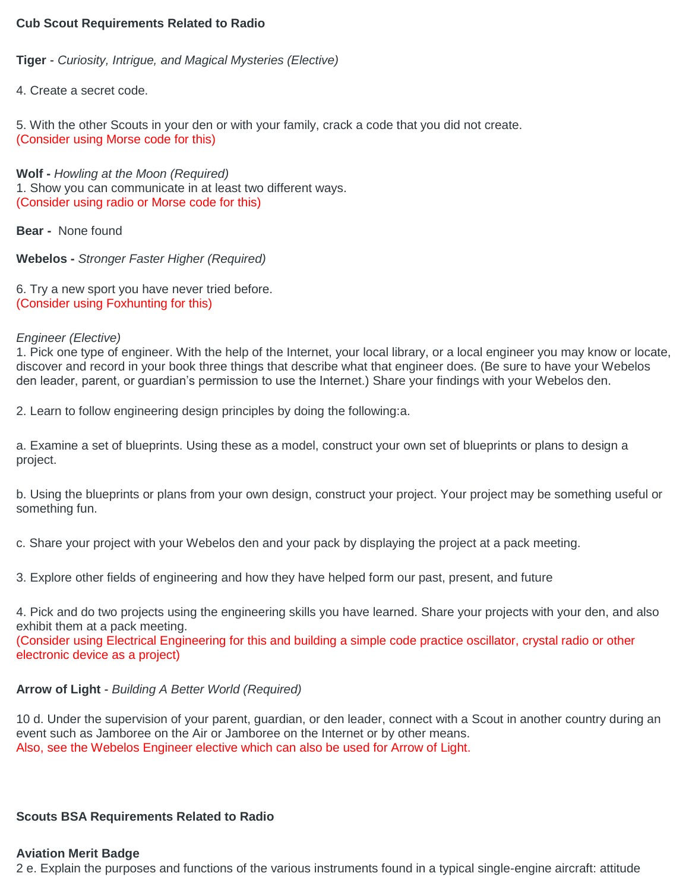**Cub Scout Requirements Related to Radio**

**Tiger** - *Curiosity, Intrigue, and Magical Mysteries (Elective)*

4. Create a secret code.

5. With the other Scouts in your den or with your family, crack a code that you did not create.
(Consider using Morse code for this)

**Wolf -** *Howling at the Moon (Required)*
1. Show you can communicate in at least two different ways.
(Consider using radio or Morse code for this)

**Bear -** None found

**Webelos -** *Stronger Faster Higher (Required)*

6. Try a new sport you have never tried before.
(Consider using Foxhunting for this)

*Engineer (Elective)*
1. Pick one type of engineer. With the help of the Internet, your local library, or a local engineer you may know or locate, discover and record in your book three things that describe what that engineer does. (Be sure to have your Webelos den leader, parent, or guardian's permission to use the Internet.) Share your findings with your Webelos den.

2. Learn to follow engineering design principles by doing the following:a.

a. Examine a set of blueprints. Using these as a model, construct your own set of blueprints or plans to design a project.

b. Using the blueprints or plans from your own design, construct your project. Your project may be something useful or something fun.

c. Share your project with your Webelos den and your pack by displaying the project at a pack meeting.

3. Explore other fields of engineering and how they have helped form our past, present, and future

4. Pick and do two projects using the engineering skills you have learned. Share your projects with your den, and also exhibit them at a pack meeting.
(Consider using Electrical Engineering for this and building a simple code practice oscillator, crystal radio or other electronic device as a project)

**Arrow of Light** - *Building A Better World (Required)*

10 d. Under the supervision of your parent, guardian, or den leader, connect with a Scout in another country during an event such as Jamboree on the Air or Jamboree on the Internet or by other means.
Also, see the Webelos Engineer elective which can also be used for Arrow of Light.

**Scouts BSA Requirements Related to Radio**

**Aviation Merit Badge**
2 e. Explain the purposes and functions of the various instruments found in a typical single-engine aircraft: attitude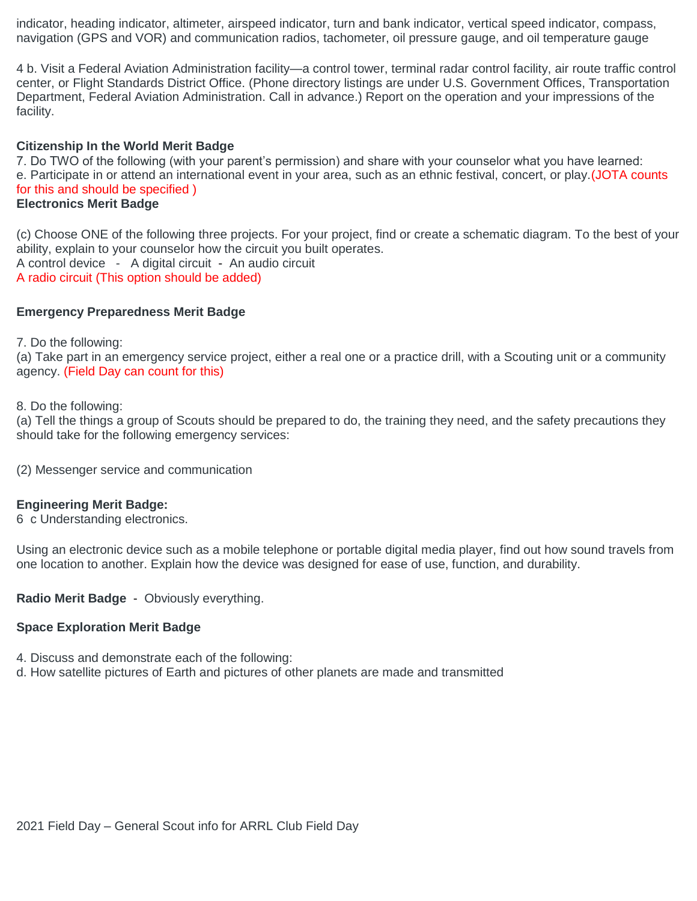indicator, heading indicator, altimeter, airspeed indicator, turn and bank indicator, vertical speed indicator, compass, navigation (GPS and VOR) and communication radios, tachometer, oil pressure gauge, and oil temperature gauge

4 b. Visit a Federal Aviation Administration facility—a control tower, terminal radar control facility, air route traffic control center, or Flight Standards District Office. (Phone directory listings are under U.S. Government Offices, Transportation Department, Federal Aviation Administration. Call in advance.) Report on the operation and your impressions of the facility.

**Citizenship In the World Merit Badge**

7. Do TWO of the following (with your parent's permission) and share with your counselor what you have learned:
e. Participate in or attend an international event in your area, such as an ethnic festival, concert, or play.(JOTA counts for this and should be specified )

**Electronics Merit Badge**

(c) Choose ONE of the following three projects. For your project, find or create a schematic diagram. To the best of your ability, explain to your counselor how the circuit you built operates.
A control device - A digital circuit - An audio circuit
A radio circuit (This option should be added)

**Emergency Preparedness Merit Badge**

7. Do the following:
(a) Take part in an emergency service project, either a real one or a practice drill, with a Scouting unit or a community agency. (Field Day can count for this)

8. Do the following:
(a) Tell the things a group of Scouts should be prepared to do, the training they need, and the safety precautions they should take for the following emergency services:

(2) Messenger service and communication

**Engineering Merit Badge:**
6 c Understanding electronics.

Using an electronic device such as a mobile telephone or portable digital media player, find out how sound travels from one location to another. Explain how the device was designed for ease of use, function, and durability.

**Radio Merit Badge** - Obviously everything.

**Space Exploration Merit Badge**

4. Discuss and demonstrate each of the following:
d. How satellite pictures of Earth and pictures of other planets are made and transmitted